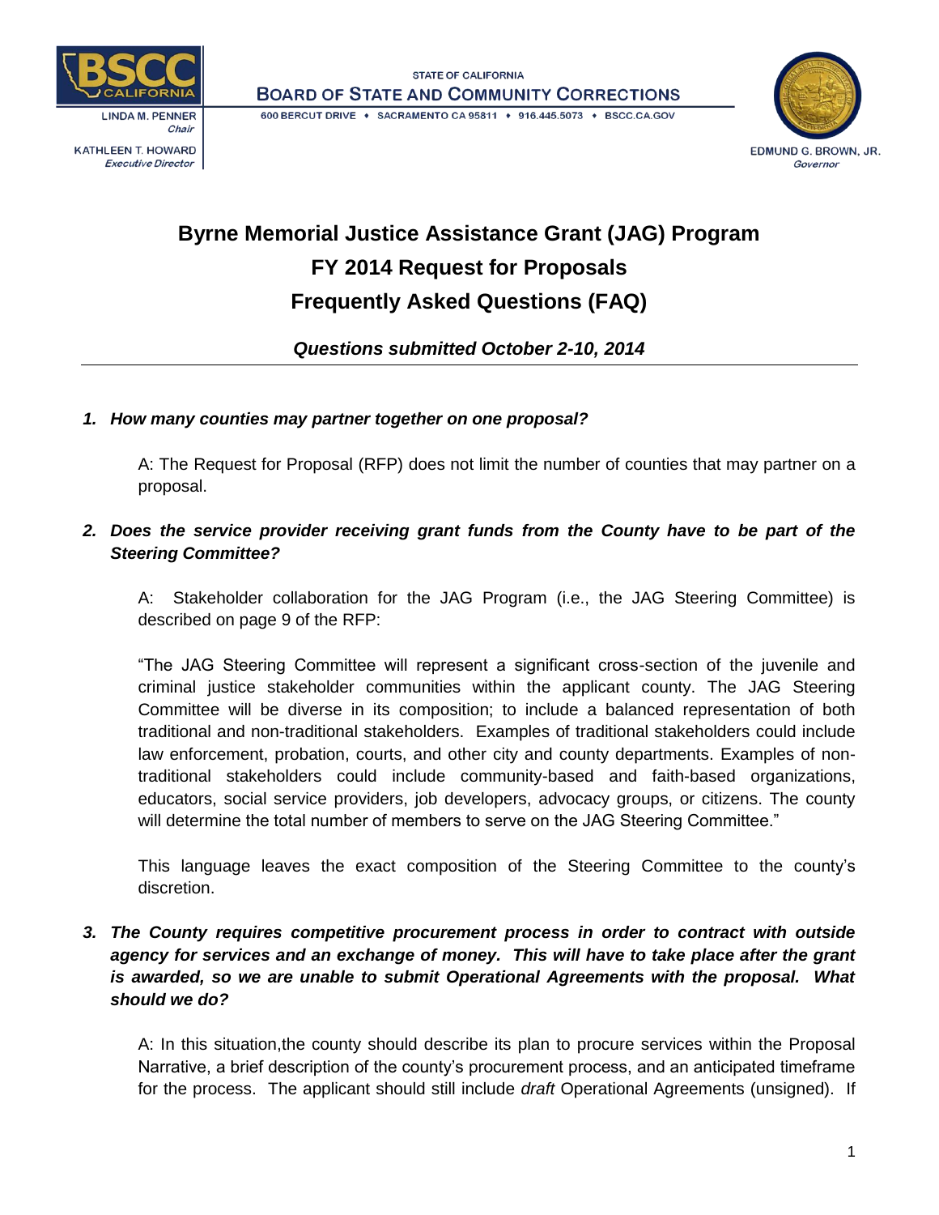STATE OF CALIFORNIA
BOARD OF STATE AND COMMUNITY CORRECTIONS
600 BERCUT DRIVE • SACRAMENTO CA 95811 • 916.445.5073 • BSCC.CA.GOV

LINDA M. PENNER
*Chair*

KATHLEEN T. HOWARD
*Executive Director*

EDMUND G. BROWN, JR.
*Governor*

# Byrne Memorial Justice Assistance Grant (JAG) Program
# FY 2014 Request for Proposals
# Frequently Asked Questions (FAQ)

***Questions submitted October 2-10, 2014***

---

1. ***How many counties may partner together on one proposal?***

   A: The Request for Proposal (RFP) does not limit the number of counties that may partner on a proposal.

2. ***Does the service provider receiving grant funds from the County have to be part of the Steering Committee?***

   A: Stakeholder collaboration for the JAG Program (i.e., the JAG Steering Committee) is described on page 9 of the RFP:

   "The JAG Steering Committee will represent a significant cross-section of the juvenile and criminal justice stakeholder communities within the applicant county. The JAG Steering Committee will be diverse in its composition; to include a balanced representation of both traditional and non-traditional stakeholders. Examples of traditional stakeholders could include law enforcement, probation, courts, and other city and county departments. Examples of non-traditional stakeholders could include community-based and faith-based organizations, educators, social service providers, job developers, advocacy groups, or citizens. The county will determine the total number of members to serve on the JAG Steering Committee."

   This language leaves the exact composition of the Steering Committee to the county's discretion.

3. ***The County requires competitive procurement process in order to contract with outside agency for services and an exchange of money. This will have to take place after the grant is awarded, so we are unable to submit Operational Agreements with the proposal. What should we do?***

   A: In this situation,the county should describe its plan to procure services within the Proposal Narrative, a brief description of the county's procurement process, and an anticipated timeframe for the process. The applicant should still include *draft* Operational Agreements (unsigned). If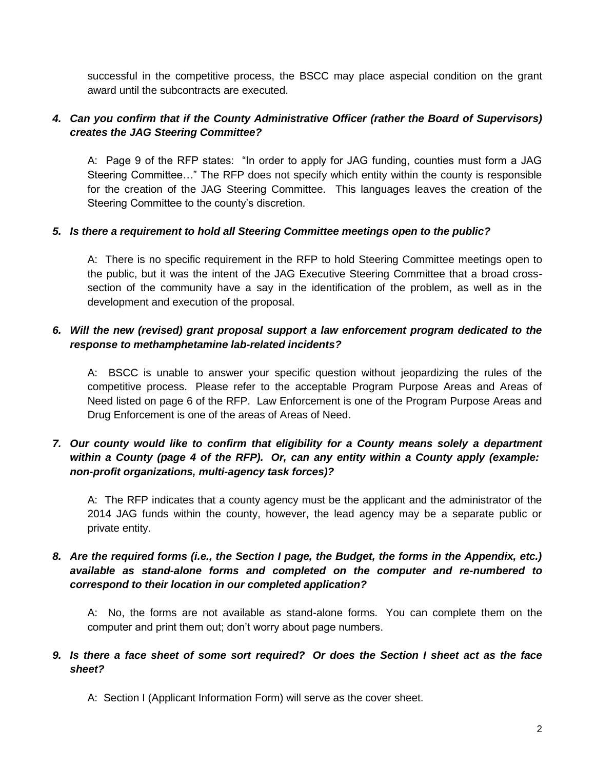successful in the competitive process, the BSCC may place aspecial condition on the grant award until the subcontracts are executed.

4. ***Can you confirm that if the County Administrative Officer (rather the Board of Supervisors) creates the JAG Steering Committee?***

   A: Page 9 of the RFP states: "In order to apply for JAG funding, counties must form a JAG Steering Committee…" The RFP does not specify which entity within the county is responsible for the creation of the JAG Steering Committee. This languages leaves the creation of the Steering Committee to the county's discretion.

5. ***Is there a requirement to hold all Steering Committee meetings open to the public?***

   A: There is no specific requirement in the RFP to hold Steering Committee meetings open to the public, but it was the intent of the JAG Executive Steering Committee that a broad cross-section of the community have a say in the identification of the problem, as well as in the development and execution of the proposal.

6. ***Will the new (revised) grant proposal support a law enforcement program dedicated to the response to methamphetamine lab-related incidents?***

   A: BSCC is unable to answer your specific question without jeopardizing the rules of the competitive process. Please refer to the acceptable Program Purpose Areas and Areas of Need listed on page 6 of the RFP. Law Enforcement is one of the Program Purpose Areas and Drug Enforcement is one of the areas of Areas of Need.

7. ***Our county would like to confirm that eligibility for a County means solely a department within a County (page 4 of the RFP). Or, can any entity within a County apply (example: non-profit organizations, multi-agency task forces)?***

   A: The RFP indicates that a county agency must be the applicant and the administrator of the 2014 JAG funds within the county, however, the lead agency may be a separate public or private entity.

8. ***Are the required forms (i.e., the Section I page, the Budget, the forms in the Appendix, etc.) available as stand-alone forms and completed on the computer and re-numbered to correspond to their location in our completed application?***

   A: No, the forms are not available as stand-alone forms. You can complete them on the computer and print them out; don't worry about page numbers.

9. ***Is there a face sheet of some sort required? Or does the Section I sheet act as the face sheet?***

   A: Section I (Applicant Information Form) will serve as the cover sheet.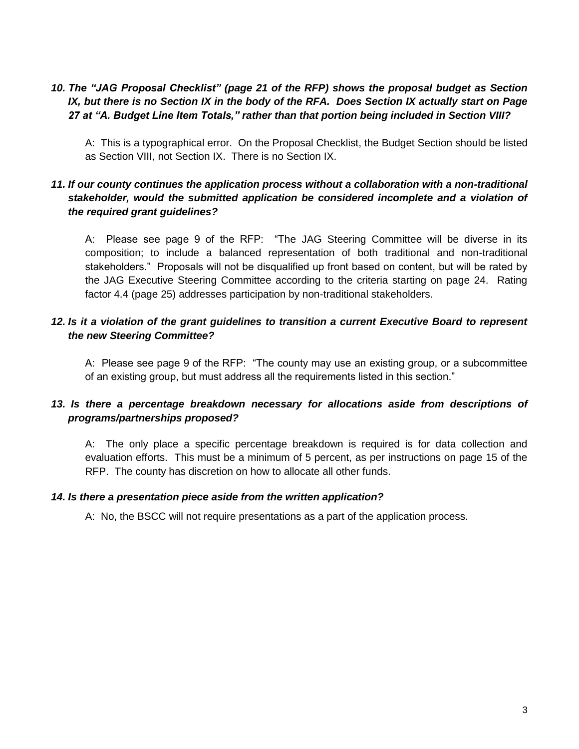***10. The "JAG Proposal Checklist" (page 21 of the RFP) shows the proposal budget as Section IX, but there is no Section IX in the body of the RFA. Does Section IX actually start on Page 27 at "A. Budget Line Item Totals," rather than that portion being included in Section VIII?***

A: This is a typographical error. On the Proposal Checklist, the Budget Section should be listed as Section VIII, not Section IX. There is no Section IX.

***11. If our county continues the application process without a collaboration with a non-traditional stakeholder, would the submitted application be considered incomplete and a violation of the required grant guidelines?***

A: Please see page 9 of the RFP: "The JAG Steering Committee will be diverse in its composition; to include a balanced representation of both traditional and non-traditional stakeholders." Proposals will not be disqualified up front based on content, but will be rated by the JAG Executive Steering Committee according to the criteria starting on page 24. Rating factor 4.4 (page 25) addresses participation by non-traditional stakeholders.

***12. Is it a violation of the grant guidelines to transition a current Executive Board to represent the new Steering Committee?***

A: Please see page 9 of the RFP: "The county may use an existing group, or a subcommittee of an existing group, but must address all the requirements listed in this section."

***13. Is there a percentage breakdown necessary for allocations aside from descriptions of programs/partnerships proposed?***

A: The only place a specific percentage breakdown is required is for data collection and evaluation efforts. This must be a minimum of 5 percent, as per instructions on page 15 of the RFP. The county has discretion on how to allocate all other funds.

***14. Is there a presentation piece aside from the written application?***

A: No, the BSCC will not require presentations as a part of the application process.